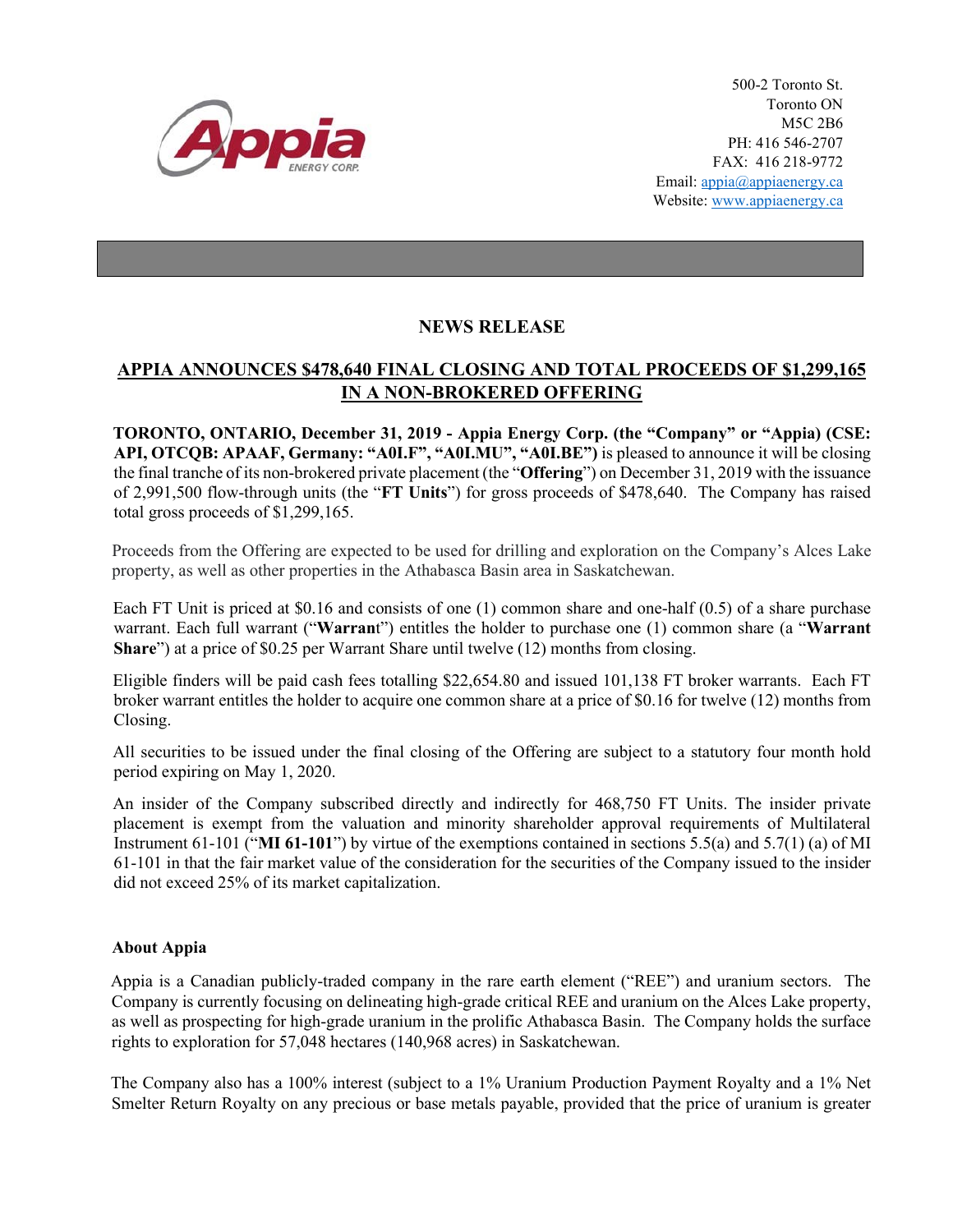500-2 Toronto St.
Toronto ON
M5C 2B6
PH: 416 546-2707
FAX: 416 218-9772
Email: appia@appiaenergy.ca
Website: www.appiaenergy.ca

# NEWS RELEASE

## APPIA ANNOUNCES $478,640 FINAL CLOSING AND TOTAL PROCEEDS OF $1,299,165 IN A NON-BROKERED OFFERING

**TORONTO, ONTARIO, December 31, 2019 - Appia Energy Corp. (the "Company" or "Appia) (CSE: API, OTCQB: APAAF, Germany: "A0I.F", "A0I.MU", "A0I.BE")** is pleased to announce it will be closing the final tranche of its non-brokered private placement (the "**Offering**") on December 31, 2019 with the issuance of 2,991,500 flow-through units (the "**FT Units**") for gross proceeds of $478,640. The Company has raised total gross proceeds of $1,299,165.

Proceeds from the Offering are expected to be used for drilling and exploration on the Company's Alces Lake property, as well as other properties in the Athabasca Basin area in Saskatchewan.

Each FT Unit is priced at $0.16 and consists of one (1) common share and one-half (0.5) of a share purchase warrant. Each full warrant ("**Warran**t") entitles the holder to purchase one (1) common share (a "**Warrant Share**") at a price of $0.25 per Warrant Share until twelve (12) months from closing.

Eligible finders will be paid cash fees totalling $22,654.80 and issued 101,138 FT broker warrants. Each FT broker warrant entitles the holder to acquire one common share at a price of $0.16 for twelve (12) months from Closing.

All securities to be issued under the final closing of the Offering are subject to a statutory four month hold period expiring on May 1, 2020.

An insider of the Company subscribed directly and indirectly for 468,750 FT Units. The insider private placement is exempt from the valuation and minority shareholder approval requirements of Multilateral Instrument 61-101 ("**MI 61-101**") by virtue of the exemptions contained in sections 5.5(a) and 5.7(1) (a) of MI 61-101 in that the fair market value of the consideration for the securities of the Company issued to the insider did not exceed 25% of its market capitalization.

**About Appia**

Appia is a Canadian publicly-traded company in the rare earth element ("REE") and uranium sectors. The Company is currently focusing on delineating high-grade critical REE and uranium on the Alces Lake property, as well as prospecting for high-grade uranium in the prolific Athabasca Basin. The Company holds the surface rights to exploration for 57,048 hectares (140,968 acres) in Saskatchewan.

The Company also has a 100% interest (subject to a 1% Uranium Production Payment Royalty and a 1% Net Smelter Return Royalty on any precious or base metals payable, provided that the price of uranium is greater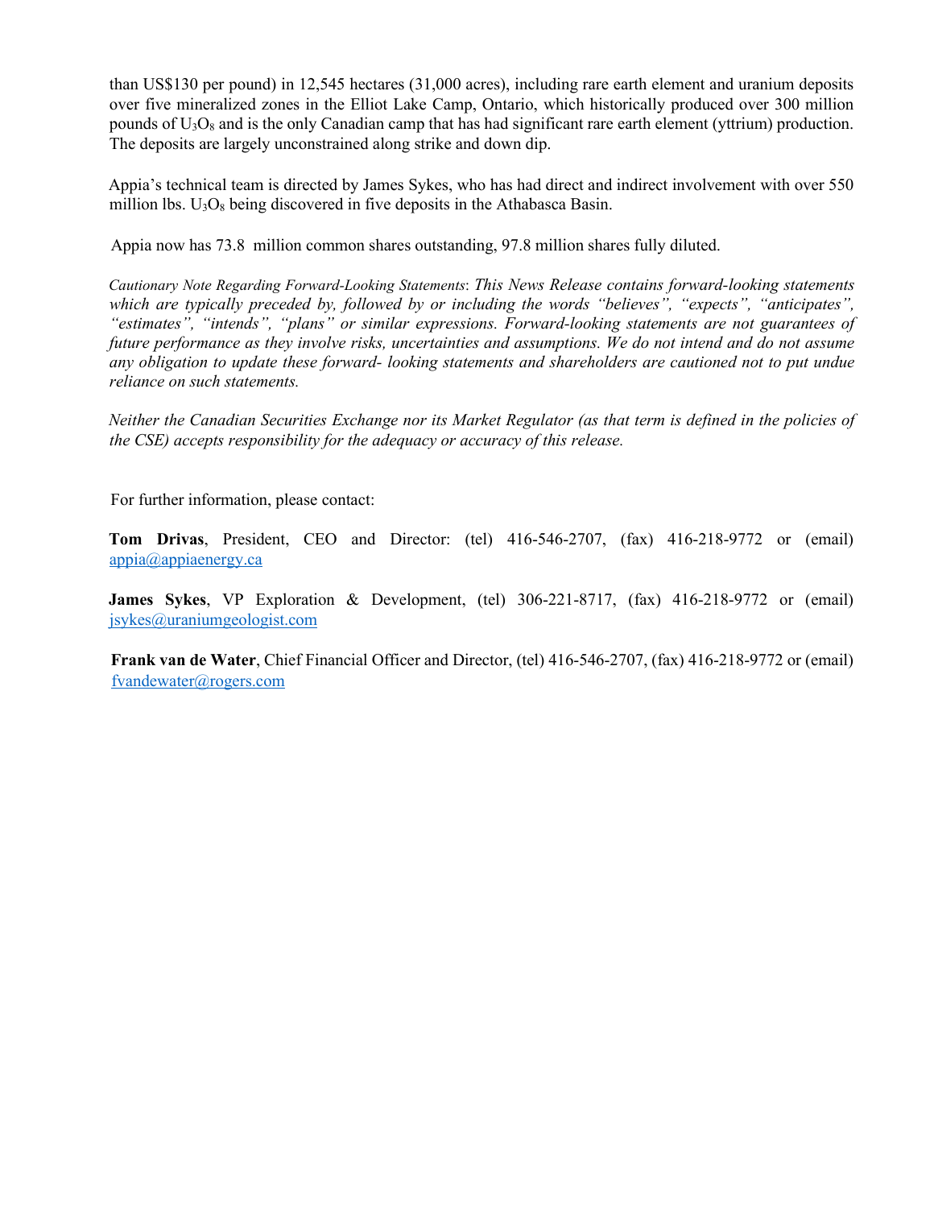than US$130 per pound) in 12,545 hectares (31,000 acres), including rare earth element and uranium deposits over five mineralized zones in the Elliot Lake Camp, Ontario, which historically produced over 300 million pounds of $U_3O_8$ and is the only Canadian camp that has had significant rare earth element (yttrium) production. The deposits are largely unconstrained along strike and down dip.

Appia's technical team is directed by James Sykes, who has had direct and indirect involvement with over 550 million lbs. $U_3O_8$ being discovered in five deposits in the Athabasca Basin.

Appia now has 73.8 million common shares outstanding, 97.8 million shares fully diluted.

*Cautionary Note Regarding Forward-Looking Statements: This News Release contains forward-looking statements which are typically preceded by, followed by or including the words "believes", "expects", "anticipates", "estimates", "intends", "plans" or similar expressions. Forward-looking statements are not guarantees of future performance as they involve risks, uncertainties and assumptions. We do not intend and do not assume any obligation to update these forward- looking statements and shareholders are cautioned not to put undue reliance on such statements.*

*Neither the Canadian Securities Exchange nor its Market Regulator (as that term is defined in the policies of the CSE) accepts responsibility for the adequacy or accuracy of this release.*

For further information, please contact:

**Tom Drivas**, President, CEO and Director: (tel) 416-546-2707, (fax) 416-218-9772 or (email) appia@appiaenergy.ca

**James Sykes**, VP Exploration & Development, (tel) 306-221-8717, (fax) 416-218-9772 or (email) jsykes@uraniumgeologist.com

**Frank van de Water**, Chief Financial Officer and Director, (tel) 416-546-2707, (fax) 416-218-9772 or (email) fvandewater@rogers.com